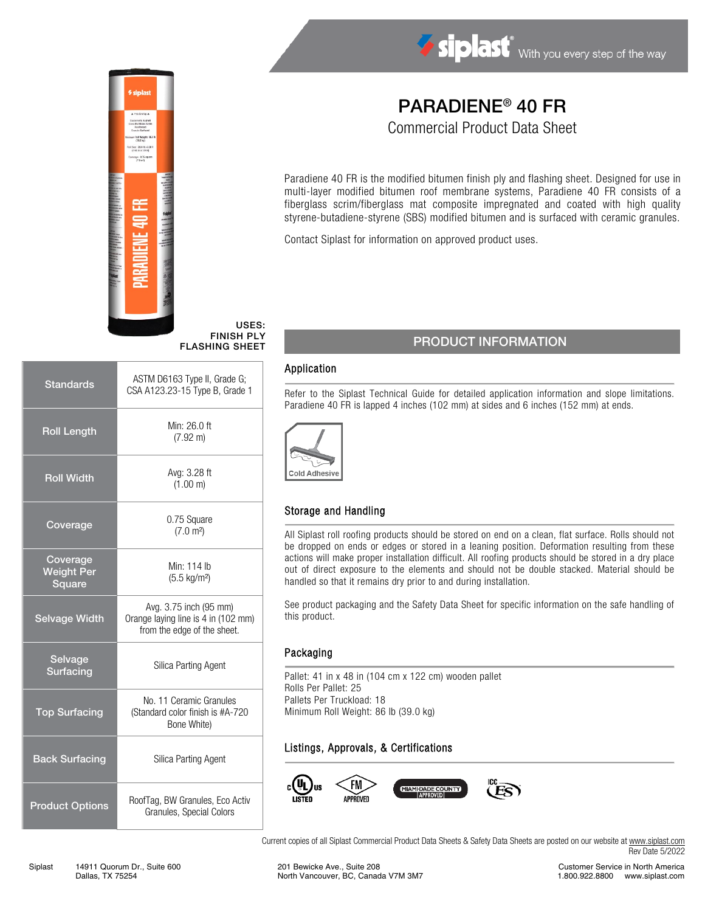siplast — With you every step of the way

# PARADIENE® 40 FR

## Commercial Product Data Sheet

Paradiene 40 FR is the modified bitumen finish ply and flashing sheet. Designed for use in multi-layer modified bitumen roof membrane systems, Paradiene 40 FR consists of a fiberglass scrim/fiberglass mat composite impregnated and coated with high quality styrene-butadiene-styrene (SBS) modified bitumen and is surfaced with ceramic granules.

Contact Siplast for information on approved product uses.

**USES:**
**FINISH PLY**
**FLASHING SHEET**

| | |
|---|---|
| Standards | ASTM D6163 Type II, Grade G; CSA A123.23-15 Type B, Grade 1 |
| Roll Length | Min: 26.0 ft (7.92 m) |
| Roll Width | Avg: 3.28 ft (1.00 m) |
| Coverage | 0.75 Square (7.0 m²) |
| Coverage Weight Per Square | Min: 114 lb (5.5 kg/m²) |
| Selvage Width | Avg. 3.75 inch (95 mm) Orange laying line is 4 in (102 mm) from the edge of the sheet. |
| Selvage Surfacing | Silica Parting Agent |
| Top Surfacing | No. 11 Ceramic Granules (Standard color finish is #A-720 Bone White) |
| Back Surfacing | Silica Parting Agent |
| Product Options | RoofTag, BW Granules, Eco Activ Granules, Special Colors |

## PRODUCT INFORMATION

### Application

Refer to the Siplast Technical Guide for detailed application information and slope limitations. Paradiene 40 FR is lapped 4 inches (102 mm) at sides and 6 inches (152 mm) at ends.

Cold Adhesive

### Storage and Handling

All Siplast roll roofing products should be stored on end on a clean, flat surface. Rolls should not be dropped on ends or edges or stored in a leaning position. Deformation resulting from these actions will make proper installation difficult. All roofing products should be stored in a dry place out of direct exposure to the elements and should not be double stacked. Material should be handled so that it remains dry prior to and during installation.

See product packaging and the Safety Data Sheet for specific information on the safe handling of this product.

### Packaging

Pallet: 41 in x 48 in (104 cm x 122 cm) wooden pallet
Rolls Per Pallet: 25
Pallets Per Truckload: 18
Minimum Roll Weight: 86 lb (39.0 kg)

### Listings, Approvals, & Certifications

cULus LISTED · FM APPROVED · MIAMI-DADE COUNTY APPROVED · ICC ES

Current copies of all Siplast Commercial Product Data Sheets & Safety Data Sheets are posted on our website at www.siplast.com
Rev Date 5/2022

Siplast 14911 Quorum Dr., Suite 600, Dallas, TX 75254 | 201 Bewicke Ave., Suite 208, North Vancouver, BC, Canada V7M 3M7 | Customer Service in North America 1.800.922.8800 www.siplast.com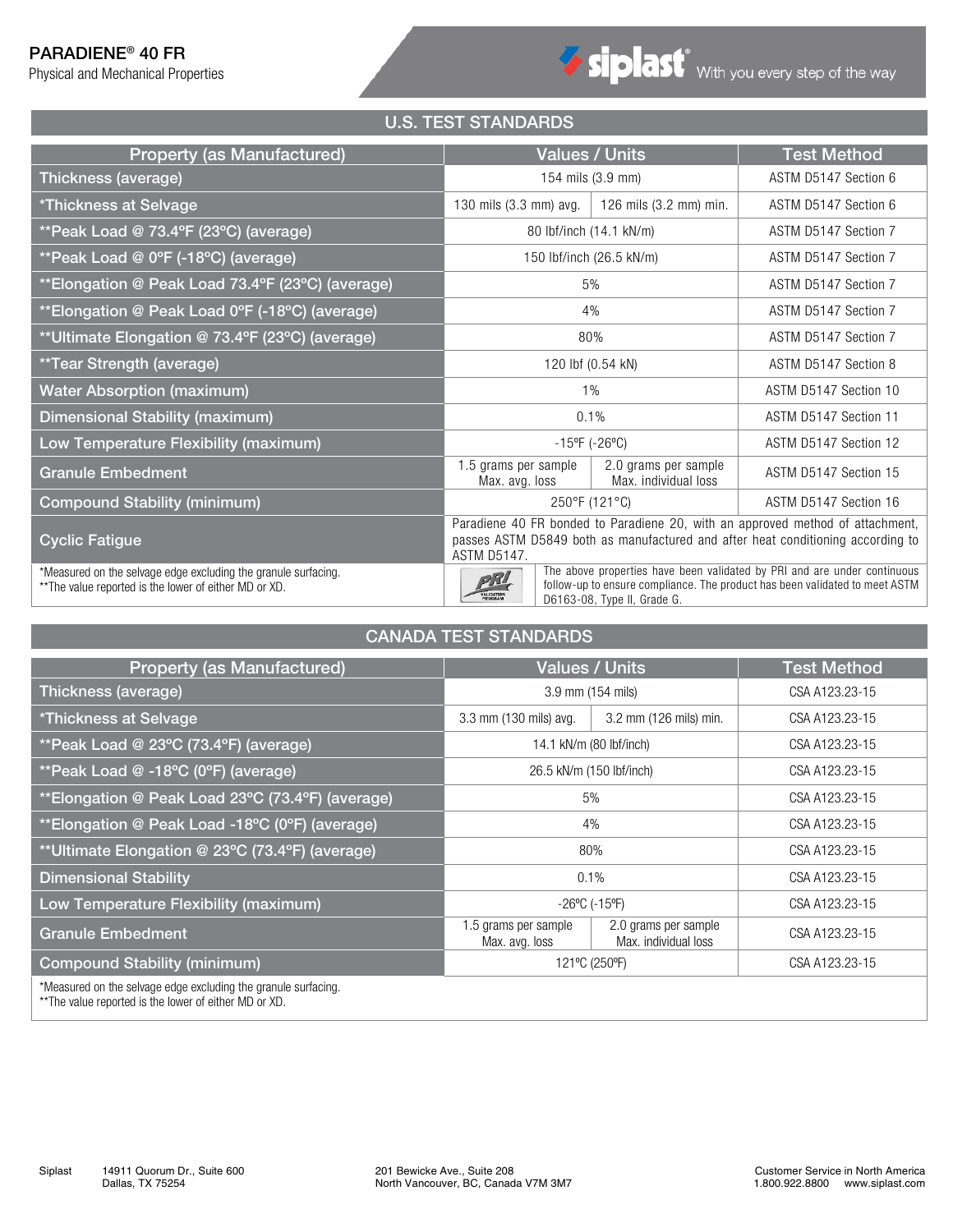PARADIENE® 40 FR
Physical and Mechanical Properties

siplast® With you every step of the way

## U.S. TEST STANDARDS

| Property (as Manufactured) | Values / Units | | Test Method |
|---|---|---|---|
| Thickness (average) | 154 mils (3.9 mm) | | ASTM D5147 Section 6 |
| *Thickness at Selvage | 130 mils (3.3 mm) avg. | 126 mils (3.2 mm) min. | ASTM D5147 Section 6 |
| **Peak Load @ 73.4ºF (23ºC) (average) | 80 lbf/inch (14.1 kN/m) | | ASTM D5147 Section 7 |
| **Peak Load @ 0ºF (-18ºC) (average) | 150 lbf/inch (26.5 kN/m) | | ASTM D5147 Section 7 |
| **Elongation @ Peak Load 73.4ºF (23ºC) (average) | 5% | | ASTM D5147 Section 7 |
| **Elongation @ Peak Load 0ºF (-18ºC) (average) | 4% | | ASTM D5147 Section 7 |
| **Ultimate Elongation @ 73.4ºF (23ºC) (average) | 80% | | ASTM D5147 Section 7 |
| **Tear Strength (average) | 120 lbf (0.54 kN) | | ASTM D5147 Section 8 |
| Water Absorption (maximum) | 1% | | ASTM D5147 Section 10 |
| Dimensional Stability (maximum) | 0.1% | | ASTM D5147 Section 11 |
| Low Temperature Flexibility (maximum) | -15ºF (-26ºC) | | ASTM D5147 Section 12 |
| Granule Embedment | 1.5 grams per sample Max. avg. loss | 2.0 grams per sample Max. individual loss | ASTM D5147 Section 15 |
| Compound Stability (minimum) | 250°F (121°C) | | ASTM D5147 Section 16 |
| Cyclic Fatigue | Paradiene 40 FR bonded to Paradiene 20, with an approved method of attachment, passes ASTM D5849 both as manufactured and after heat conditioning according to ASTM D5147. | | |

*Measured on the selvage edge excluding the granule surfacing.
**The value reported is the lower of either MD or XD.

The above properties have been validated by PRI and are under continuous follow-up to ensure compliance. The product has been validated to meet ASTM D6163-08, Type II, Grade G.

## CANADA TEST STANDARDS

| Property (as Manufactured) | Values / Units | | Test Method |
|---|---|---|---|
| Thickness (average) | 3.9 mm (154 mils) | | CSA A123.23-15 |
| *Thickness at Selvage | 3.3 mm (130 mils) avg. | 3.2 mm (126 mils) min. | CSA A123.23-15 |
| **Peak Load @ 23ºC (73.4ºF) (average) | 14.1 kN/m (80 lbf/inch) | | CSA A123.23-15 |
| **Peak Load @ -18ºC (0ºF) (average) | 26.5 kN/m (150 lbf/inch) | | CSA A123.23-15 |
| **Elongation @ Peak Load 23ºC (73.4ºF) (average) | 5% | | CSA A123.23-15 |
| **Elongation @ Peak Load -18ºC (0ºF) (average) | 4% | | CSA A123.23-15 |
| **Ultimate Elongation @ 23ºC (73.4ºF) (average) | 80% | | CSA A123.23-15 |
| Dimensional Stability | 0.1% | | CSA A123.23-15 |
| Low Temperature Flexibility (maximum) | -26ºC (-15ºF) | | CSA A123.23-15 |
| Granule Embedment | 1.5 grams per sample Max. avg. loss | 2.0 grams per sample Max. individual loss | CSA A123.23-15 |
| Compound Stability (minimum) | 121ºC (250ºF) | | CSA A123.23-15 |

*Measured on the selvage edge excluding the granule surfacing.
**The value reported is the lower of either MD or XD.

Siplast 14911 Quorum Dr., Suite 600
Dallas, TX 75254

201 Bewicke Ave., Suite 208
North Vancouver, BC, Canada V7M 3M7

Customer Service in North America
1.800.922.8800 www.siplast.com